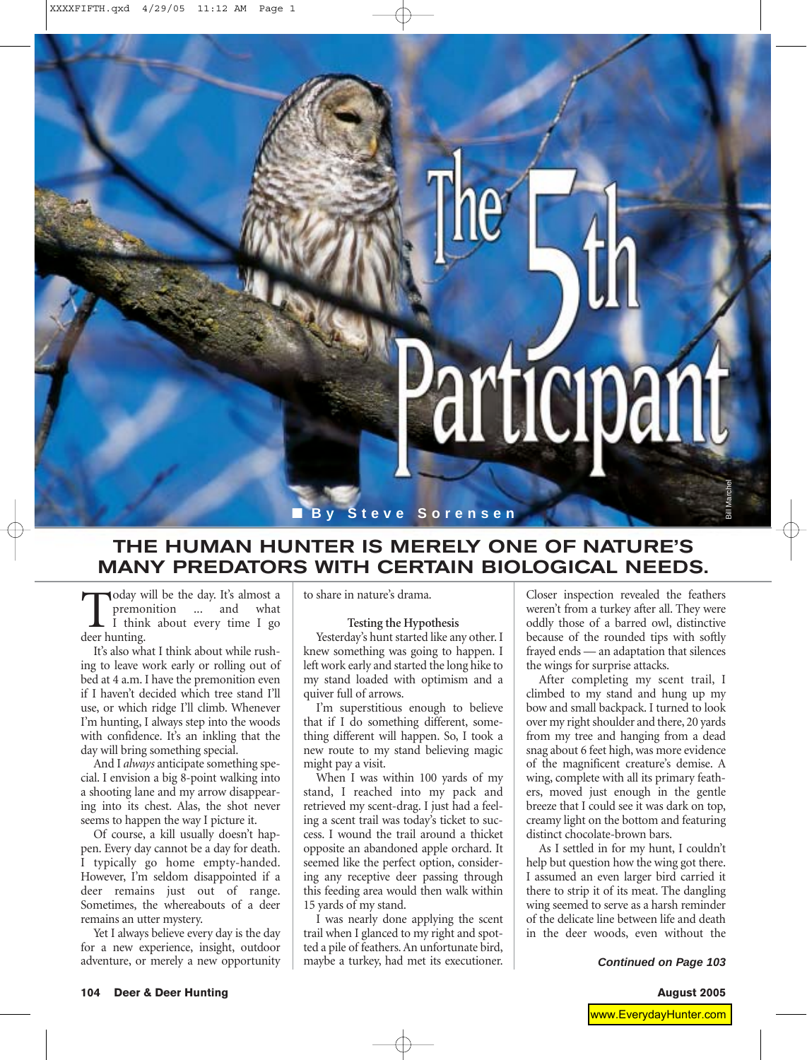# The 5th Participant

By Steve Sorensen

Bill Marchel

## THE HUMAN HUNTER IS MERELY ONE OF NATURE'S MANY PREDATORS WITH CERTAIN BIOLOGICAL NEEDS.

Today will be the day. It's almost a premonition ... and what I think about every time I go deer hunting.

It's also what I think about while rushing to leave work early or rolling out of bed at 4 a.m. I have the premonition even if I haven't decided which tree stand I'll use, or which ridge I'll climb. Whenever I'm hunting, I always step into the woods with confidence. It's an inkling that the day will bring something special.

And I *always* anticipate something special. I envision a big 8-point walking into a shooting lane and my arrow disappearing into its chest. Alas, the shot never seems to happen the way I picture it.

Of course, a kill usually doesn't happen. Every day cannot be a day for death. I typically go home empty-handed. However, I'm seldom disappointed if a deer remains just out of range. Sometimes, the whereabouts of a deer remains an utter mystery.

Yet I always believe every day is the day for a new experience, insight, outdoor adventure, or merely a new opportunity to share in nature's drama.

### Testing the Hypothesis

Yesterday's hunt started like any other. I knew something was going to happen. I left work early and started the long hike to my stand loaded with optimism and a quiver full of arrows.

I'm superstitious enough to believe that if I do something different, something different will happen. So, I took a new route to my stand believing magic might pay a visit.

When I was within 100 yards of my stand, I reached into my pack and retrieved my scent-drag. I just had a feeling a scent trail was today's ticket to success. I wound the trail around a thicket opposite an abandoned apple orchard. It seemed like the perfect option, considering any receptive deer passing through this feeding area would then walk within 15 yards of my stand.

I was nearly done applying the scent trail when I glanced to my right and spotted a pile of feathers. An unfortunate bird, maybe a turkey, had met its executioner. Closer inspection revealed the feathers weren't from a turkey after all. They were oddly those of a barred owl, distinctive because of the rounded tips with softly frayed ends — an adaptation that silences the wings for surprise attacks.

After completing my scent trail, I climbed to my stand and hung up my bow and small backpack. I turned to look over my right shoulder and there, 20 yards from my tree and hanging from a dead snag about 6 feet high, was more evidence of the magnificent creature's demise. A wing, complete with all its primary feathers, moved just enough in the gentle breeze that I could see it was dark on top, creamy light on the bottom and featuring distinct chocolate-brown bars.

As I settled in for my hunt, I couldn't help but question how the wing got there. I assumed an even larger bird carried it there to strip it of its meat. The dangling wing seemed to serve as a harsh reminder of the delicate line between life and death in the deer woods, even without the

***Continued on Page 103***

www.EverydayHunter.com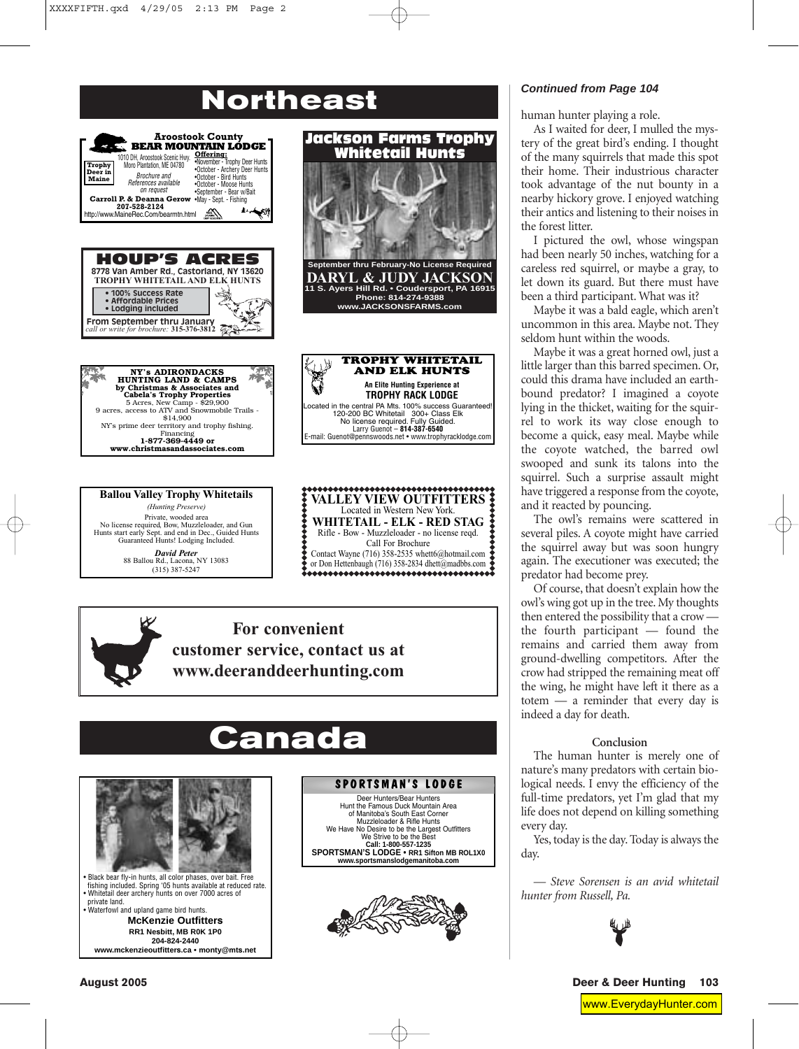# Northeast

**Aroostook County**
**BEAR MOUNTAIN LODGE**
Trophy Deer in Maine
1010 DH, Aroostook Scenic Hwy.
Moro Plantation, ME 04780
Brochure and References available on request
**Offering:**
- November - Trophy Deer Hunts
- October - Archery Deer Hunts
- October - Bird Hunts
- October - Moose Hunts
- September - Bear w/Bait
- May - Sept. - Fishing

**Carroll P. & Deanna Gerow**
**207-528-2124**
http://www.MaineRec.Com/bearmtn.html

**Jackson Farms Trophy Whitetail Hunts**
September thru February-No License Required
**DARYL & JUDY JACKSON**
11 S. Ayers Hill Rd. • Coudersport, PA 16915
Phone: 814-274-9388
www.JACKSONSFARMS.com

**HOUP'S ACRES**
8778 Van Amber Rd., Castorland, NY 13620
TROPHY WHITETAIL AND ELK HUNTS
- 100% Success Rate
- Affordable Prices
- Lodging Included

From September thru January
*call or write for brochure:* **315-376-3812**

**NY's ADIRONDACKS HUNTING LAND & CAMPS**
**by Christmas & Associates and Cabela's Trophy Properties**
5 Acres, New Camp - $29,900
9 acres, access to ATV and Snowmobile Trails - $14,900
NY's prime deer territory and trophy fishing.
Financing
**1-877-369-4449 or**
**www.christmasandassociates.com**

**TROPHY WHITETAIL AND ELK HUNTS**
An Elite Hunting Experience at
**TROPHY RACK LODGE**
Located in the central PA Mts. 100% success Guaranteed!
120-200 BC Whitetail 300+ Class Elk
No license required. Fully Guided.
Larry Guenot – **814-387-6540**
E-mail: Guenot@pennswoods.net • www.trophyracklodge.com

**Ballou Valley Trophy Whitetails**
*(Hunting Preserve)*
Private, wooded area
No license required, Bow, Muzzleloader, and Gun
Hunts start early Sept. and end in Dec., Guided Hunts
Guaranteed Hunts! Lodging Included.
***David Peter***
88 Ballou Rd., Lacona, NY 13083
(315) 387-5247

**VALLEY VIEW OUTFITTERS**
Located in Western New York.
**WHITETAIL - ELK - RED STAG**
Rifle - Bow - Muzzleloader - no license reqd.
Call For Brochure
Contact Wayne (716) 358-2535 whett6@hotmail.com
or Don Hettenbaugh (716) 358-2834 dhett@madbbs.com

**For convenient customer service, contact us at www.deeranddeerhunting.com**

# Canada

- Black bear fly-in hunts, all color phases, over bait. Free fishing included. Spring '05 hunts available at reduced rate.
- Whitetail deer archery hunts on over 7000 acres of private land.
- Waterfowl and upland game bird hunts.

**McKenzie Outfitters**
**RR1 Nesbitt, MB R0K 1P0**
**204-824-2440**
**www.mckenzieoutfitters.ca • monty@mts.net**

**SPORTSMAN'S LODGE**
Deer Hunters/Bear Hunters
Hunt the Famous Duck Mountain Area
of Manitoba's South East Corner
Muzzleloader & Rifle Hunts
We Have No Desire to be the Largest Outfitters
We Strive to be the Best
**Call: 1-800-557-1235**
**SPORTSMAN'S LODGE • RR1 Sifton MB ROL1X0**
**www.sportsmanslodgemanitoba.com**

***Continued from Page 104***

human hunter playing a role.

As I waited for deer, I mulled the mystery of the great bird's ending. I thought of the many squirrels that made this spot their home. Their industrious character took advantage of the nut bounty in a nearby hickory grove. I enjoyed watching their antics and listening to their noises in the forest litter.

I pictured the owl, whose wingspan had been nearly 50 inches, watching for a careless red squirrel, or maybe a gray, to let down its guard. But there must have been a third participant. What was it?

Maybe it was a bald eagle, which aren't uncommon in this area. Maybe not. They seldom hunt within the woods.

Maybe it was a great horned owl, just a little larger than this barred specimen. Or, could this drama have included an earthbound predator? I imagined a coyote lying in the thicket, waiting for the squirrel to work its way close enough to become a quick, easy meal. Maybe while the coyote watched, the barred owl swooped and sunk its talons into the squirrel. Such a surprise assault might have triggered a response from the coyote, and it reacted by pouncing.

The owl's remains were scattered in several piles. A coyote might have carried the squirrel away but was soon hungry again. The executioner was executed; the predator had become prey.

Of course, that doesn't explain how the owl's wing got up in the tree. My thoughts then entered the possibility that a crow — the fourth participant — found the remains and carried them away from ground-dwelling competitors. After the crow had stripped the remaining meat off the wing, he might have left it there as a totem — a reminder that every day is indeed a day for death.

### Conclusion

The human hunter is merely one of nature's many predators with certain biological needs. I envy the efficiency of the full-time predators, yet I'm glad that my life does not depend on killing something every day.

Yes, today is the day. Today is always the day.

*— Steve Sorensen is an avid whitetail hunter from Russell, Pa.*